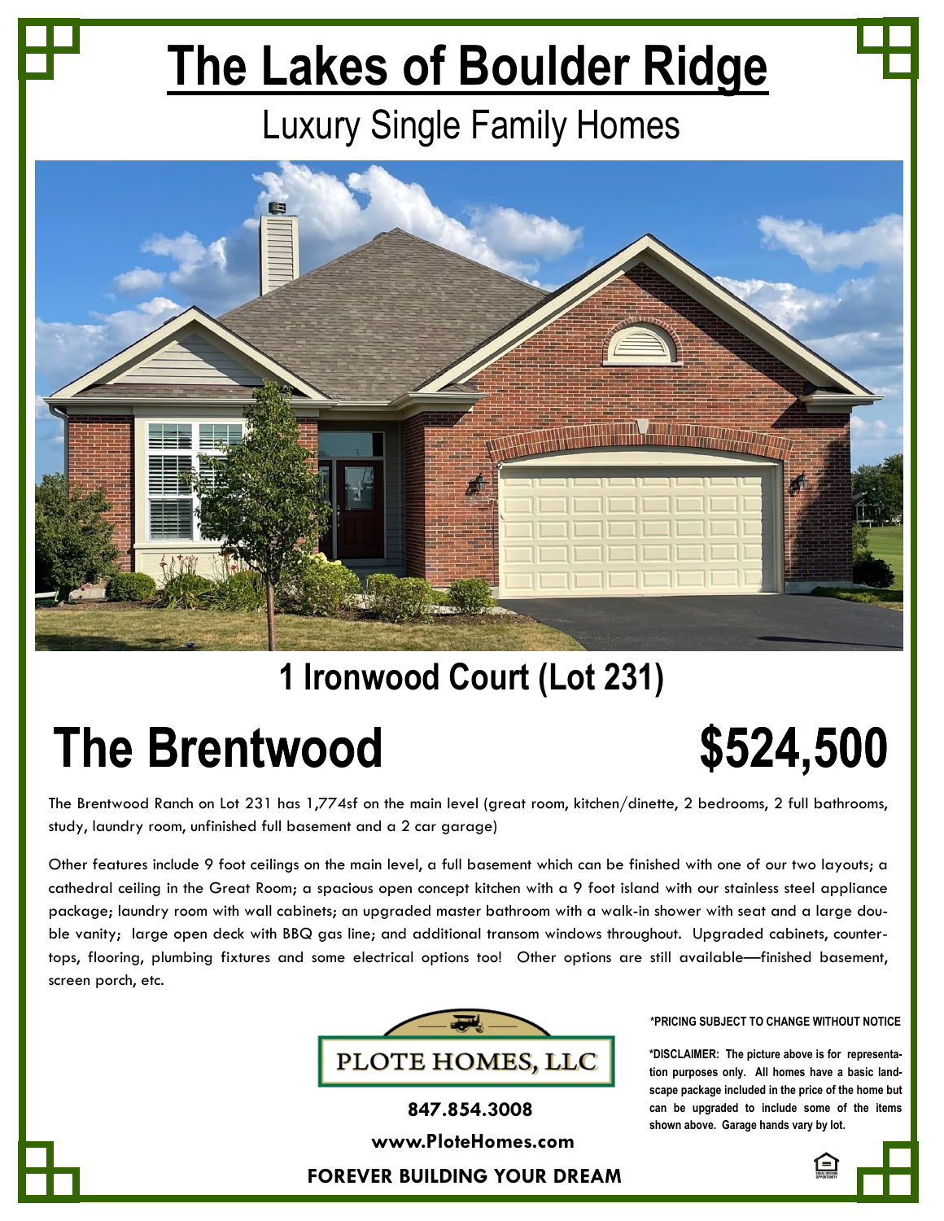# The Lakes of Boulder Ridge

## Luxury Single Family Homes

## 1 Ironwood Court (Lot 231)

# The Brentwood

# $524,500

The Brentwood Ranch on Lot 231 has 1,774sf on the main level (great room, kitchen/dinette, 2 bedrooms, 2 full bathrooms, study, laundry room, unfinished full basement and a 2 car garage)

Other features include 9 foot ceilings on the main level, a full basement which can be finished with one of our two layouts; a cathedral ceiling in the Great Room; a spacious open concept kitchen with a 9 foot island with our stainless steel appliance package; laundry room with wall cabinets; an upgraded master bathroom with a walk-in shower with seat and a large double vanity; large open deck with BBQ gas line; and additional transom windows throughout. Upgraded cabinets, countertops, flooring, plumbing fixtures and some electrical options too! Other options are still available—finished basement, screen porch, etc.

**PLOTE HOMES, LLC**

**847.854.3008**

**www.PloteHomes.com**

**FOREVER BUILDING YOUR DREAM**

**\*PRICING SUBJECT TO CHANGE WITHOUT NOTICE**

**\*DISCLAIMER: The picture above is for representation purposes only. All homes have a basic landscape package included in the price of the home but can be upgraded to include some of the items shown above. Garage hands vary by lot.**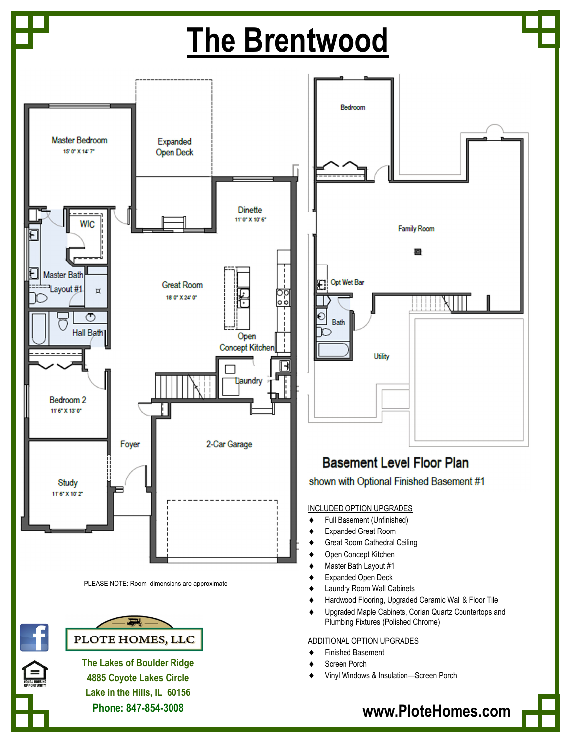# The Brentwood

Master Bedroom
15' 0" X 14' 7"

Expanded Open Deck

WIC

Master Bath Layout #1

Dinette
11' 0" X 10' 6"

Great Room
18' 0" X 24' 0"

Hall Bath

Open Concept Kitchen

Laundry

Bedroom 2
11' 6" X 13' 0"

Foyer

2-Car Garage

Study
11' 6" X 10' 2"

PLEASE NOTE: Room dimensions are approximate

Bedroom

Family Room

Opt Wet Bar

Bath

Utility

## Basement Level Floor Plan

shown with Optional Finished Basement #1

INCLUDED OPTION UPGRADES

- Full Basement (Unfinished)
- Expanded Great Room
- Great Room Cathedral Ceiling
- Open Concept Kitchen
- Master Bath Layout #1
- Expanded Open Deck
- Laundry Room Wall Cabinets
- Hardwood Flooring, Upgraded Ceramic Wall & Floor Tile
- Upgraded Maple Cabinets, Corian Quartz Countertops and Plumbing Fixtures (Polished Chrome)

ADDITIONAL OPTION UPGRADES

- Finished Basement
- Screen Porch
- Vinyl Windows & Insulation—Screen Porch

PLOTE HOMES, LLC

**The Lakes of Boulder Ridge**
**4885 Coyote Lakes Circle**
**Lake in the Hills, IL 60156**
**Phone: 847-854-3008**

**www.PloteHomes.com**